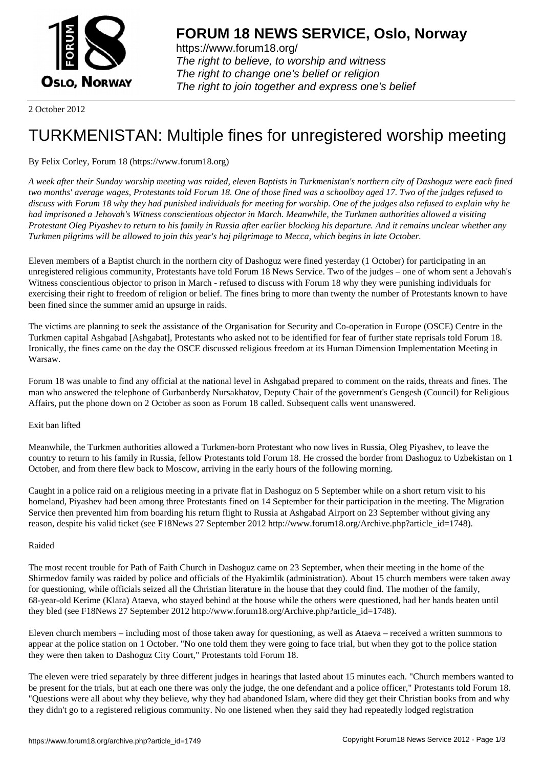**FORUM 18 NEWS SERVICE, Oslo, Norway**

https://www.forum18.org/
*The right to believe, to worship and witness*
*The right to change one's belief or religion*
*The right to join together and express one's belief*

2 October 2012

# TURKMENISTAN: Multiple fines for unregistered worship meeting

By Felix Corley, Forum 18 (https://www.forum18.org)

*A week after their Sunday worship meeting was raided, eleven Baptists in Turkmenistan's northern city of Dashoguz were each fined two months' average wages, Protestants told Forum 18. One of those fined was a schoolboy aged 17. Two of the judges refused to discuss with Forum 18 why they had punished individuals for meeting for worship. One of the judges also refused to explain why he had imprisoned a Jehovah's Witness conscientious objector in March. Meanwhile, the Turkmen authorities allowed a visiting Protestant Oleg Piyashev to return to his family in Russia after earlier blocking his departure. And it remains unclear whether any Turkmen pilgrims will be allowed to join this year's haj pilgrimage to Mecca, which begins in late October.*

Eleven members of a Baptist church in the northern city of Dashoguz were fined yesterday (1 October) for participating in an unregistered religious community, Protestants have told Forum 18 News Service. Two of the judges – one of whom sent a Jehovah's Witness conscientious objector to prison in March - refused to discuss with Forum 18 why they were punishing individuals for exercising their right to freedom of religion or belief. The fines bring to more than twenty the number of Protestants known to have been fined since the summer amid an upsurge in raids.

The victims are planning to seek the assistance of the Organisation for Security and Co-operation in Europe (OSCE) Centre in the Turkmen capital Ashgabad [Ashgabat], Protestants who asked not to be identified for fear of further state reprisals told Forum 18. Ironically, the fines came on the day the OSCE discussed religious freedom at its Human Dimension Implementation Meeting in Warsaw.

Forum 18 was unable to find any official at the national level in Ashgabad prepared to comment on the raids, threats and fines. The man who answered the telephone of Gurbanberdy Nursakhatov, Deputy Chair of the government's Gengesh (Council) for Religious Affairs, put the phone down on 2 October as soon as Forum 18 called. Subsequent calls went unanswered.

Exit ban lifted

Meanwhile, the Turkmen authorities allowed a Turkmen-born Protestant who now lives in Russia, Oleg Piyashev, to leave the country to return to his family in Russia, fellow Protestants told Forum 18. He crossed the border from Dashoguz to Uzbekistan on 1 October, and from there flew back to Moscow, arriving in the early hours of the following morning.

Caught in a police raid on a religious meeting in a private flat in Dashoguz on 5 September while on a short return visit to his homeland, Piyashev had been among three Protestants fined on 14 September for their participation in the meeting. The Migration Service then prevented him from boarding his return flight to Russia at Ashgabad Airport on 23 September without giving any reason, despite his valid ticket (see F18News 27 September 2012 http://www.forum18.org/Archive.php?article_id=1748).

Raided

The most recent trouble for Path of Faith Church in Dashoguz came on 23 September, when their meeting in the home of the Shirmedov family was raided by police and officials of the Hyakimlik (administration). About 15 church members were taken away for questioning, while officials seized all the Christian literature in the house that they could find. The mother of the family, 68-year-old Kerime (Klara) Ataeva, who stayed behind at the house while the others were questioned, had her hands beaten until they bled (see F18News 27 September 2012 http://www.forum18.org/Archive.php?article_id=1748).

Eleven church members – including most of those taken away for questioning, as well as Ataeva – received a written summons to appear at the police station on 1 October. "No one told them they were going to face trial, but when they got to the police station they were then taken to Dashoguz City Court," Protestants told Forum 18.

The eleven were tried separately by three different judges in hearings that lasted about 15 minutes each. "Church members wanted to be present for the trials, but at each one there was only the judge, the one defendant and a police officer," Protestants told Forum 18. "Questions were all about why they believe, why they had abandoned Islam, where did they get their Christian books from and why they didn't go to a registered religious community. No one listened when they said they had repeatedly lodged registration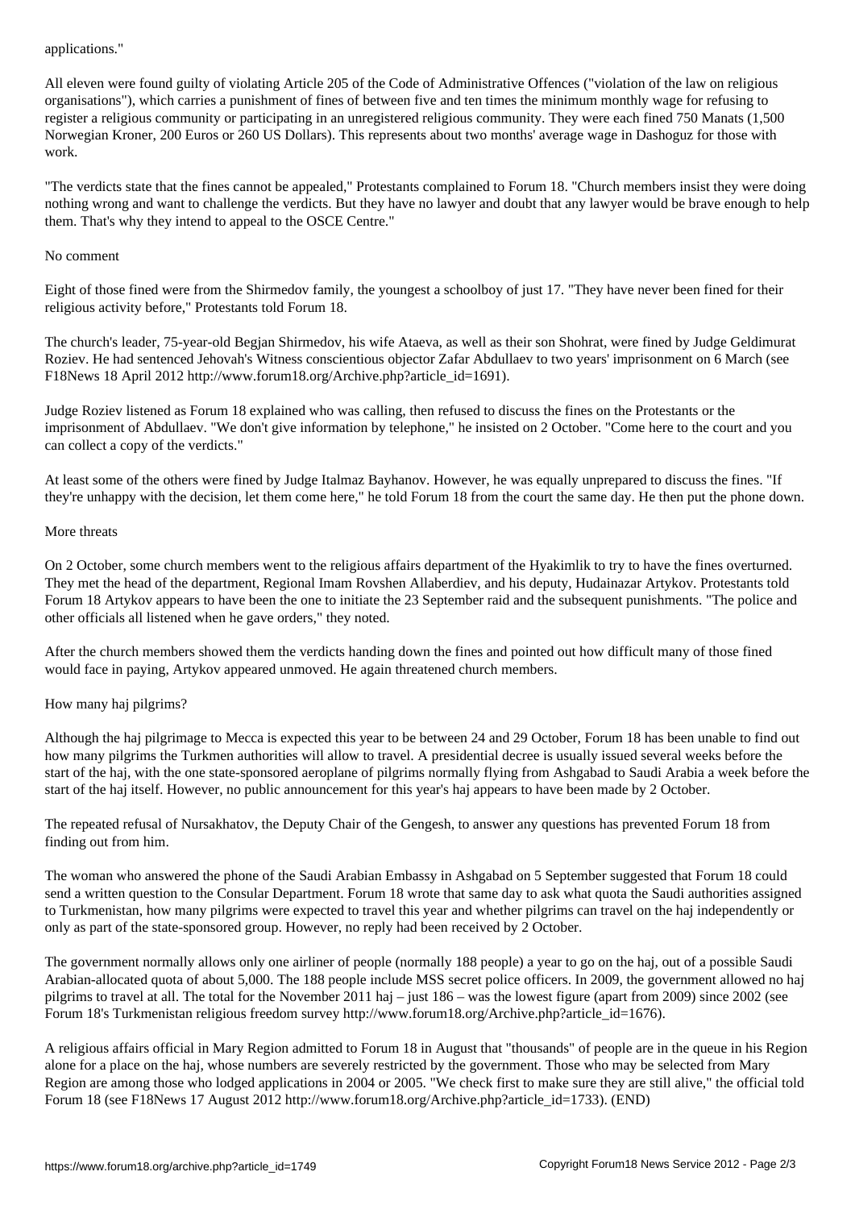applications."

All eleven were found guilty of violating Article 205 of the Code of Administrative Offences ("violation of the law on religious organisations"), which carries a punishment of fines of between five and ten times the minimum monthly wage for refusing to register a religious community or participating in an unregistered religious community. They were each fined 750 Manats (1,500 Norwegian Kroner, 200 Euros or 260 US Dollars). This represents about two months' average wage in Dashoguz for those with work.

"The verdicts state that the fines cannot be appealed," Protestants complained to Forum 18. "Church members insist they were doing nothing wrong and want to challenge the verdicts. But they have no lawyer and doubt that any lawyer would be brave enough to help them. That's why they intend to appeal to the OSCE Centre."

## No comment

Eight of those fined were from the Shirmedov family, the youngest a schoolboy of just 17. "They have never been fined for their religious activity before," Protestants told Forum 18.

The church's leader, 75-year-old Begjan Shirmedov, his wife Ataeva, as well as their son Shohrat, were fined by Judge Geldimurat Roziev. He had sentenced Jehovah's Witness conscientious objector Zafar Abdullaev to two years' imprisonment on 6 March (see F18News 18 April 2012 http://www.forum18.org/Archive.php?article_id=1691).

Judge Roziev listened as Forum 18 explained who was calling, then refused to discuss the fines on the Protestants or the imprisonment of Abdullaev. "We don't give information by telephone," he insisted on 2 October. "Come here to the court and you can collect a copy of the verdicts."

At least some of the others were fined by Judge Italmaz Bayhanov. However, he was equally unprepared to discuss the fines. "If they're unhappy with the decision, let them come here," he told Forum 18 from the court the same day. He then put the phone down.

## More threats

On 2 October, some church members went to the religious affairs department of the Hyakimlik to try to have the fines overturned. They met the head of the department, Regional Imam Rovshen Allaberdiev, and his deputy, Hudainazar Artykov. Protestants told Forum 18 Artykov appears to have been the one to initiate the 23 September raid and the subsequent punishments. "The police and other officials all listened when he gave orders," they noted.

After the church members showed them the verdicts handing down the fines and pointed out how difficult many of those fined would face in paying, Artykov appeared unmoved. He again threatened church members.

## How many haj pilgrims?

Although the haj pilgrimage to Mecca is expected this year to be between 24 and 29 October, Forum 18 has been unable to find out how many pilgrims the Turkmen authorities will allow to travel. A presidential decree is usually issued several weeks before the start of the haj, with the one state-sponsored aeroplane of pilgrims normally flying from Ashgabad to Saudi Arabia a week before the start of the haj itself. However, no public announcement for this year's haj appears to have been made by 2 October.

The repeated refusal of Nursakhatov, the Deputy Chair of the Gengesh, to answer any questions has prevented Forum 18 from finding out from him.

The woman who answered the phone of the Saudi Arabian Embassy in Ashgabad on 5 September suggested that Forum 18 could send a written question to the Consular Department. Forum 18 wrote that same day to ask what quota the Saudi authorities assigned to Turkmenistan, how many pilgrims were expected to travel this year and whether pilgrims can travel on the haj independently or only as part of the state-sponsored group. However, no reply had been received by 2 October.

The government normally allows only one airliner of people (normally 188 people) a year to go on the haj, out of a possible Saudi Arabian-allocated quota of about 5,000. The 188 people include MSS secret police officers. In 2009, the government allowed no haj pilgrims to travel at all. The total for the November 2011 haj – just 186 – was the lowest figure (apart from 2009) since 2002 (see Forum 18's Turkmenistan religious freedom survey http://www.forum18.org/Archive.php?article_id=1676).

A religious affairs official in Mary Region admitted to Forum 18 in August that "thousands" of people are in the queue in his Region alone for a place on the haj, whose numbers are severely restricted by the government. Those who may be selected from Mary Region are among those who lodged applications in 2004 or 2005. "We check first to make sure they are still alive," the official told Forum 18 (see F18News 17 August 2012 http://www.forum18.org/Archive.php?article_id=1733). (END)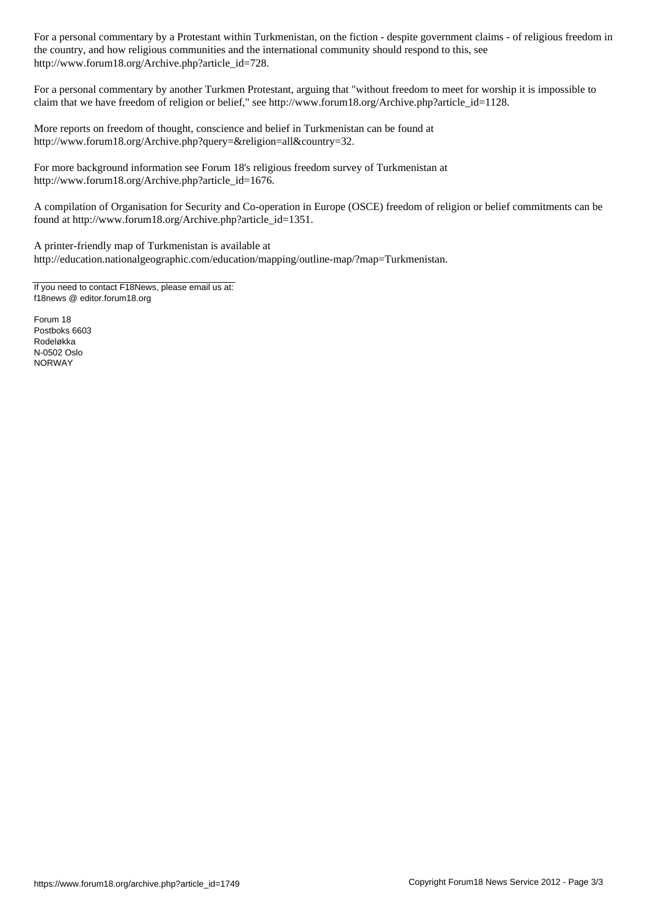For a personal commentary by a Protestant within Turkmenistan, on the fiction - despite government claims - of religious freedom in the country, and how religious communities and the international community should respond to this, see http://www.forum18.org/Archive.php?article_id=728.

For a personal commentary by another Turkmen Protestant, arguing that "without freedom to meet for worship it is impossible to claim that we have freedom of religion or belief," see http://www.forum18.org/Archive.php?article_id=1128.

More reports on freedom of thought, conscience and belief in Turkmenistan can be found at http://www.forum18.org/Archive.php?query=&religion=all&country=32.

For more background information see Forum 18's religious freedom survey of Turkmenistan at http://www.forum18.org/Archive.php?article_id=1676.

A compilation of Organisation for Security and Co-operation in Europe (OSCE) freedom of religion or belief commitments can be found at http://www.forum18.org/Archive.php?article_id=1351.

A printer-friendly map of Turkmenistan is available at http://education.nationalgeographic.com/education/mapping/outline-map/?map=Turkmenistan.

If you need to contact F18News, please email us at:
f18news @ editor.forum18.org

Forum 18
Postboks 6603
Rodeløkka
N-0502 Oslo
NORWAY